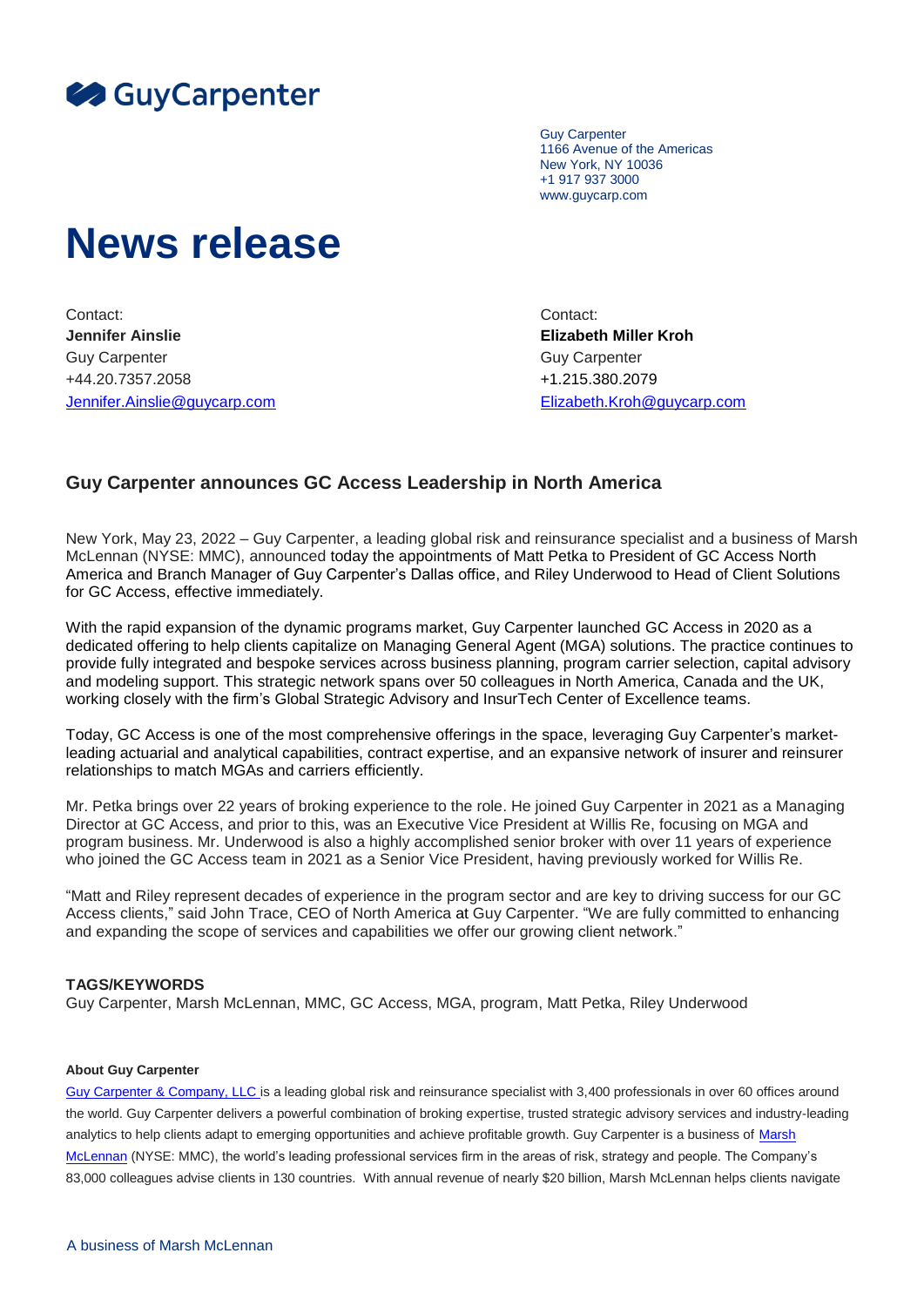GuyCarpenter

Guy Carpenter
1166 Avenue of the Americas
New York, NY 10036
+1 917 937 3000
www.guycarp.com

# News release

Contact:
**Jennifer Ainslie**
Guy Carpenter
+44.20.7357.2058
Jennifer.Ainslie@guycarp.com

Contact:
**Elizabeth Miller Kroh**
Guy Carpenter
+1.215.380.2079
Elizabeth.Kroh@guycarp.com

## Guy Carpenter announces GC Access Leadership in North America

New York, May 23, 2022 – Guy Carpenter, a leading global risk and reinsurance specialist and a business of Marsh McLennan (NYSE: MMC), announced today the appointments of Matt Petka to President of GC Access North America and Branch Manager of Guy Carpenter's Dallas office, and Riley Underwood to Head of Client Solutions for GC Access, effective immediately.

With the rapid expansion of the dynamic programs market, Guy Carpenter launched GC Access in 2020 as a dedicated offering to help clients capitalize on Managing General Agent (MGA) solutions. The practice continues to provide fully integrated and bespoke services across business planning, program carrier selection, capital advisory and modeling support. This strategic network spans over 50 colleagues in North America, Canada and the UK, working closely with the firm's Global Strategic Advisory and InsurTech Center of Excellence teams.

Today, GC Access is one of the most comprehensive offerings in the space, leveraging Guy Carpenter's market-leading actuarial and analytical capabilities, contract expertise, and an expansive network of insurer and reinsurer relationships to match MGAs and carriers efficiently.

Mr. Petka brings over 22 years of broking experience to the role. He joined Guy Carpenter in 2021 as a Managing Director at GC Access, and prior to this, was an Executive Vice President at Willis Re, focusing on MGA and program business. Mr. Underwood is also a highly accomplished senior broker with over 11 years of experience who joined the GC Access team in 2021 as a Senior Vice President, having previously worked for Willis Re.

"Matt and Riley represent decades of experience in the program sector and are key to driving success for our GC Access clients," said John Trace, CEO of North America at Guy Carpenter. "We are fully committed to enhancing and expanding the scope of services and capabilities we offer our growing client network."

**TAGS/KEYWORDS**
Guy Carpenter, Marsh McLennan, MMC, GC Access, MGA, program, Matt Petka, Riley Underwood

**About Guy Carpenter**
Guy Carpenter & Company, LLC is a leading global risk and reinsurance specialist with 3,400 professionals in over 60 offices around the world. Guy Carpenter delivers a powerful combination of broking expertise, trusted strategic advisory services and industry-leading analytics to help clients adapt to emerging opportunities and achieve profitable growth. Guy Carpenter is a business of Marsh McLennan (NYSE: MMC), the world's leading professional services firm in the areas of risk, strategy and people. The Company's 83,000 colleagues advise clients in 130 countries. With annual revenue of nearly $20 billion, Marsh McLennan helps clients navigate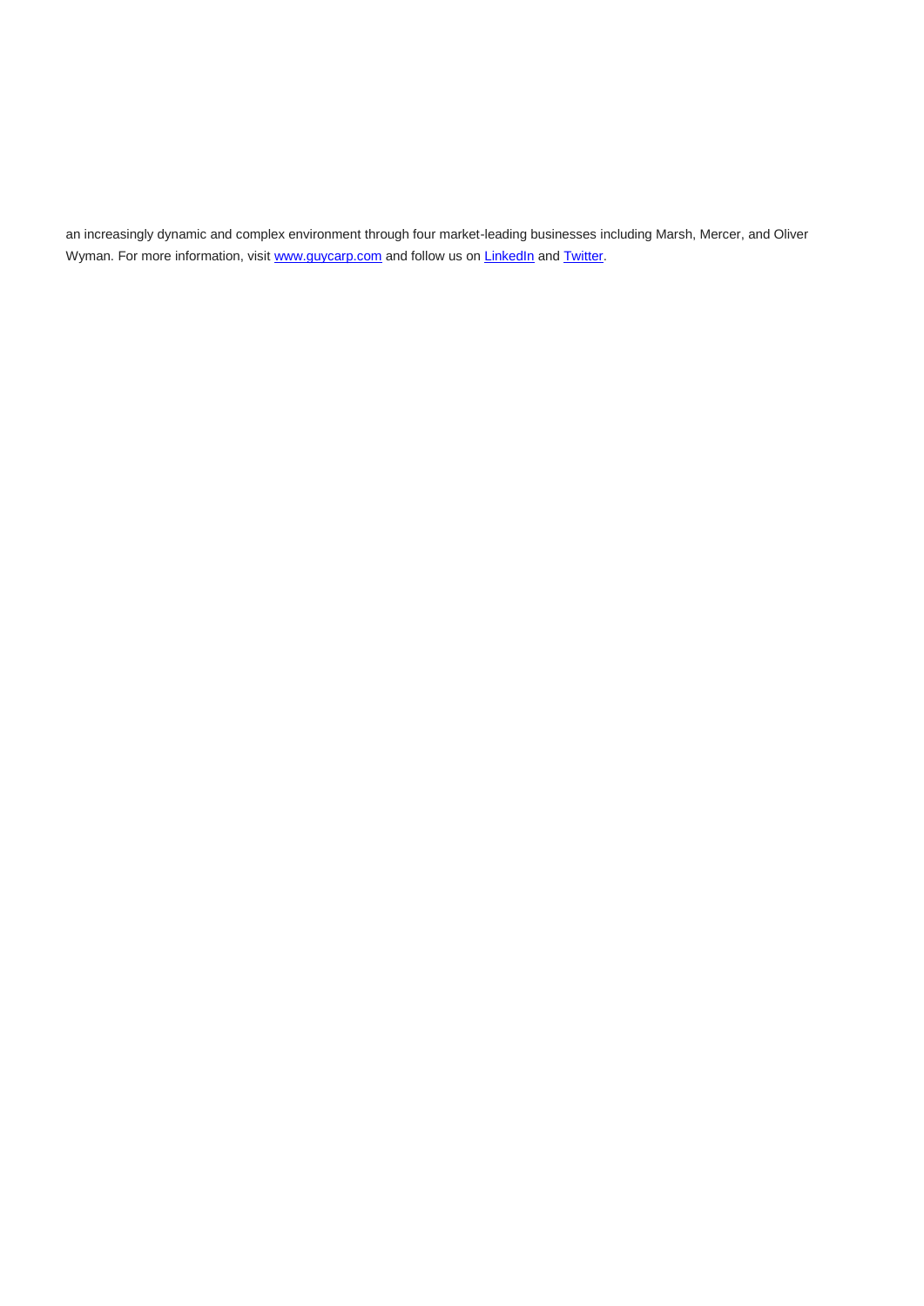an increasingly dynamic and complex environment through four market-leading businesses including Marsh, Mercer, and Oliver Wyman. For more information, visit [www.guycarp.com](http://www.guycarp.com) and follow us on [LinkedIn]() and [Twitter]().